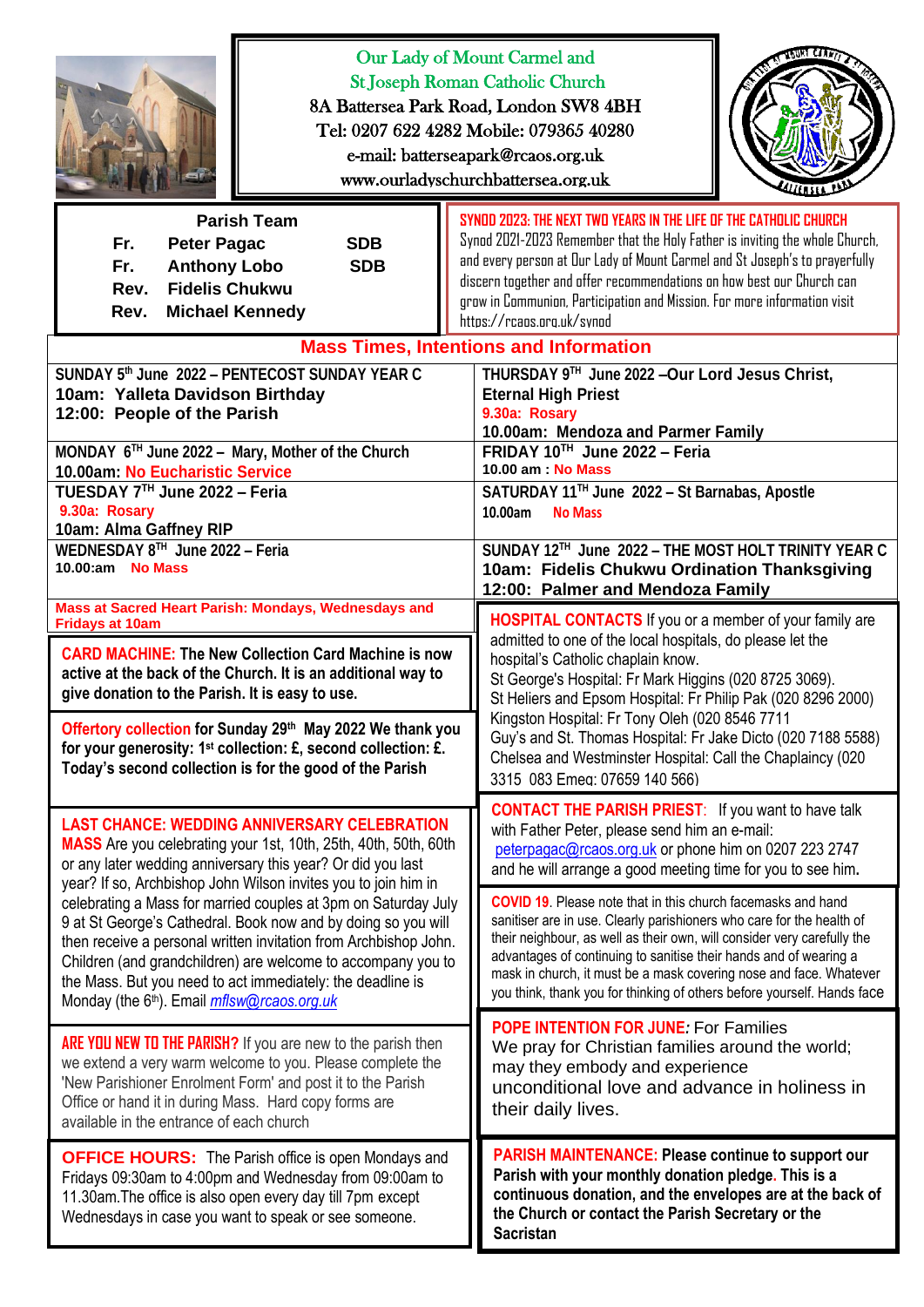# Our Lady of Mount Carmel and St Joseph Roman Catholic Church

8A Battersea Park Road, London SW8 4BH
Tel: 0207 622 4282 Mobile: 079365 40280
e-mail: batterseapark@rcaos.org.uk
www.ourladyschurchbattersea.org.uk

## Parish Team

Fr. Peter Pagac SDB
Fr. Anthony Lobo SDB
Rev. Fidelis Chukwu
Rev. Michael Kennedy

**SYNOD 2023: THE NEXT TWO YEARS IN THE LIFE OF THE CATHOLIC CHURCH**
Synod 2021-2023 Remember that the Holy Father is inviting the whole Church, and every person at Our Lady of Mount Carmel and St Joseph's to prayerfully discern together and offer recommendations on how best our Church can grow in Communion, Participation and Mission. For more information visit https://rcaos.org.uk/synod

## Mass Times, Intentions and Information

| | |
|---|---|
| **SUNDAY 5th June 2022 – PENTECOST SUNDAY YEAR C**<br>**10am: Yalleta Davidson Birthday**<br>**12:00: People of the Parish** | **THURSDAY 9TH June 2022 –Our Lord Jesus Christ, Eternal High Priest**<br>**9.30a: Rosary**<br>**10.00am: Mendoza and Parmer Family** |
| **MONDAY 6TH June 2022 – Mary, Mother of the Church**<br>**10.00am: No Eucharistic Service** | **FRIDAY 10TH June 2022 – Feria**<br>**10.00 am : No Mass** |
| **TUESDAY 7TH June 2022 – Feria**<br>**9.30a: Rosary**<br>**10am: Alma Gaffney RIP** | **SATURDAY 11TH June 2022 – St Barnabas, Apostle**<br>**10.00am No Mass** |
| **WEDNESDAY 8TH June 2022 – Feria**<br>**10.00:am No Mass** | **SUNDAY 12TH June 2022 – THE MOST HOLT TRINITY YEAR C**<br>**10am: Fidelis Chukwu Ordination Thanksgiving**<br>**12:00: Palmer and Mendoza Family** |

**Mass at Sacred Heart Parish: Mondays, Wednesdays and Fridays at 10am**

**CARD MACHINE: The New Collection Card Machine is now active at the back of the Church. It is an additional way to give donation to the Parish. It is easy to use.**

**Offertory collection for Sunday 29th May 2022 We thank you for your generosity: 1st collection: £, second collection: £. Today's second collection is for the good of the Parish**

**LAST CHANCE: WEDDING ANNIVERSARY CELEBRATION MASS** Are you celebrating your 1st, 10th, 25th, 40th, 50th, 60th or any later wedding anniversary this year? Or did you last year? If so, Archbishop John Wilson invites you to join him in celebrating a Mass for married couples at 3pm on Saturday July 9 at St George's Cathedral. Book now and by doing so you will then receive a personal written invitation from Archbishop John. Children (and grandchildren) are welcome to accompany you to the Mass. But you need to act immediately: the deadline is Monday (the 6th). Email *mflsw@rcaos.org.uk*

**ARE YOU NEW TO THE PARISH?** If you are new to the parish then we extend a very warm welcome to you. Please complete the 'New Parishioner Enrolment Form' and post it to the Parish Office or hand it in during Mass. Hard copy forms are available in the entrance of each church

**OFFICE HOURS:** The Parish office is open Mondays and Fridays 09:30am to 4:00pm and Wednesday from 09:00am to 11.30am.The office is also open every day till 7pm except Wednesdays in case you want to speak or see someone.

**HOSPITAL CONTACTS** If you or a member of your family are admitted to one of the local hospitals, do please let the hospital's Catholic chaplain know.
St George's Hospital: Fr Mark Higgins (020 8725 3069).
St Heliers and Epsom Hospital: Fr Philip Pak (020 8296 2000)
Kingston Hospital: Fr Tony Oleh (020 8546 7711
Guy's and St. Thomas Hospital: Fr Jake Dicto (020 7188 5588)
Chelsea and Westminster Hospital: Call the Chaplaincy (020 3315 083 Emeg: 07659 140 566)

**CONTACT THE PARISH PRIEST**: If you want to have talk with Father Peter, please send him an e-mail: peterpagac@rcaos.org.uk or phone him on 0207 223 2747 and he will arrange a good meeting time for you to see him.

**COVID 19.** Please note that in this church facemasks and hand sanitiser are in use. Clearly parishioners who care for the health of their neighbour, as well as their own, will consider very carefully the advantages of continuing to sanitise their hands and of wearing a mask in church, it must be a mask covering nose and face. Whatever you think, thank you for thinking of others before yourself. Hands face

**POPE INTENTION FOR JUNE:** For Families
We pray for Christian families around the world; may they embody and experience unconditional love and advance in holiness in their daily lives.

**PARISH MAINTENANCE: Please continue to support our Parish with your monthly donation pledge. This is a continuous donation, and the envelopes are at the back of the Church or contact the Parish Secretary or the Sacristan**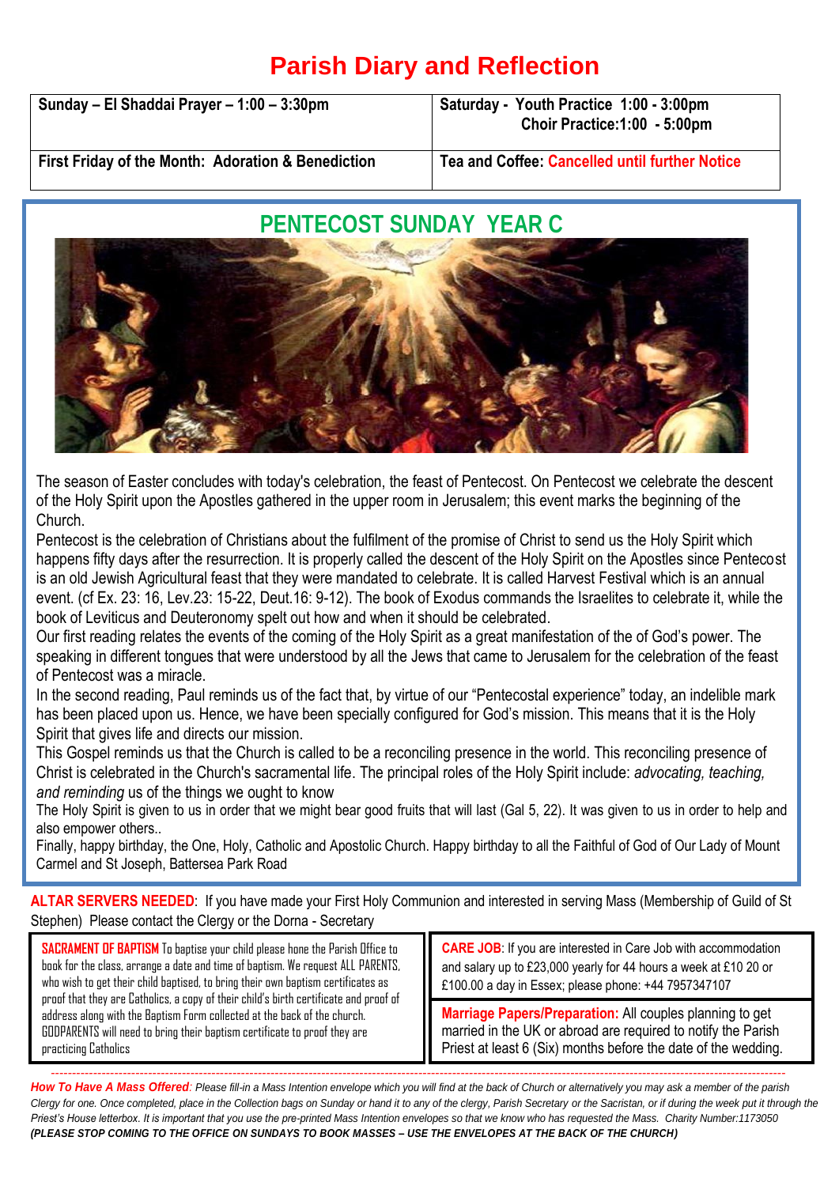# Parish Diary and Reflection

| | |
|---|---|
| **Sunday – El Shaddai Prayer – 1:00 – 3:30pm** | **Saturday - Youth Practice 1:00 - 3:00pm**<br>**Choir Practice:1:00 - 5:00pm** |
| **First Friday of the Month: Adoration & Benediction** | **Tea and Coffee: Cancelled until further Notice** |

## PENTECOST SUNDAY YEAR C

The season of Easter concludes with today's celebration, the feast of Pentecost. On Pentecost we celebrate the descent of the Holy Spirit upon the Apostles gathered in the upper room in Jerusalem; this event marks the beginning of the Church.

Pentecost is the celebration of Christians about the fulfilment of the promise of Christ to send us the Holy Spirit which happens fifty days after the resurrection. It is properly called the descent of the Holy Spirit on the Apostles since Pentecost is an old Jewish Agricultural feast that they were mandated to celebrate. It is called Harvest Festival which is an annual event. (cf Ex. 23: 16, Lev.23: 15-22, Deut.16: 9-12). The book of Exodus commands the Israelites to celebrate it, while the book of Leviticus and Deuteronomy spelt out how and when it should be celebrated.

Our first reading relates the events of the coming of the Holy Spirit as a great manifestation of the of God's power. The speaking in different tongues that were understood by all the Jews that came to Jerusalem for the celebration of the feast of Pentecost was a miracle.

In the second reading, Paul reminds us of the fact that, by virtue of our "Pentecostal experience" today, an indelible mark has been placed upon us. Hence, we have been specially configured for God's mission. This means that it is the Holy Spirit that gives life and directs our mission.

This Gospel reminds us that the Church is called to be a reconciling presence in the world. This reconciling presence of Christ is celebrated in the Church's sacramental life. The principal roles of the Holy Spirit include: *advocating, teaching, and reminding* us of the things we ought to know

The Holy Spirit is given to us in order that we might bear good fruits that will last (Gal 5, 22). It was given to us in order to help and also empower others..

Finally, happy birthday, the One, Holy, Catholic and Apostolic Church. Happy birthday to all the Faithful of God of Our Lady of Mount Carmel and St Joseph, Battersea Park Road

**ALTAR SERVERS NEEDED**: If you have made your First Holy Communion and interested in serving Mass (Membership of Guild of St Stephen) Please contact the Clergy or the Dorna - Secretary

**SACRAMENT OF BAPTISM** To baptise your child please hone the Parish Office to book for the class, arrange a date and time of baptism. We request ALL PARENTS, who wish to get their child baptised, to bring their own baptism certificates as proof that they are Catholics, a copy of their child's birth certificate and proof of address along with the Baptism Form collected at the back of the church. GODPARENTS will need to bring their baptism certificate to proof they are practicing Catholics

**CARE JOB**: If you are interested in Care Job with accommodation and salary up to £23,000 yearly for 44 hours a week at £10 20 or £100.00 a day in Essex; please phone: +44 7957347107

**Marriage Papers/Preparation:** All couples planning to get married in the UK or abroad are required to notify the Parish Priest at least 6 (Six) months before the date of the wedding.

***How To Have A Mass Offered****: Please fill-in a Mass Intention envelope which you will find at the back of Church or alternatively you may ask a member of the parish Clergy for one. Once completed, place in the Collection bags on Sunday or hand it to any of the clergy, Parish Secretary or the Sacristan, or if during the week put it through the Priest's House letterbox. It is important that you use the pre-printed Mass Intention envelopes so that we know who has requested the Mass. Charity Number:1173050*
***(PLEASE STOP COMING TO THE OFFICE ON SUNDAYS TO BOOK MASSES – USE THE ENVELOPES AT THE BACK OF THE CHURCH)***